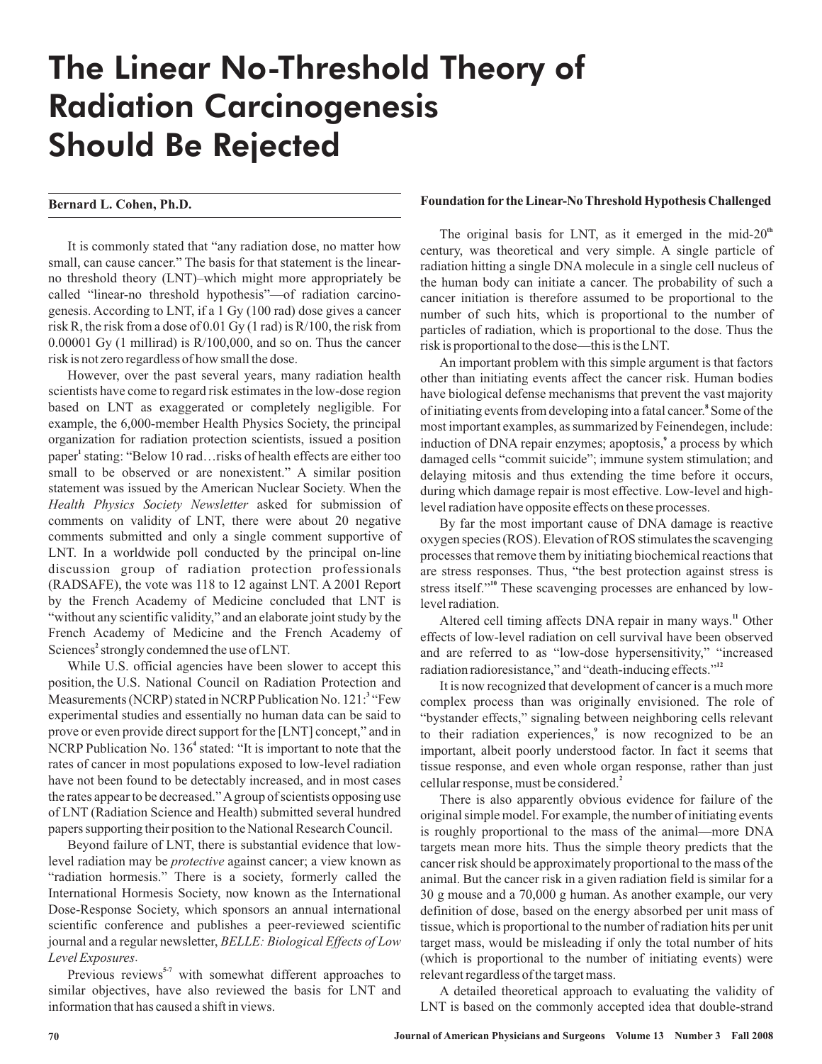# The Linear No-Threshold Theory of Radiation Carcinogenesis Should Be Rejected

**Bernard L. Cohen, Ph.D.**

It is commonly stated that "any radiation dose, no matter how small, can cause cancer." The basis for that statement is the linear-no threshold theory (LNT)–which might more appropriately be called "linear-no threshold hypothesis"—of radiation carcinogenesis. According to LNT, if a 1 Gy (100 rad) dose gives a cancer risk R, the risk from a dose of 0.01 Gy (1 rad) is R/100, the risk from 0.00001 Gy (1 millirad) is R/100,000, and so on. Thus the cancer risk is not zero regardless of how small the dose.

However, over the past several years, many radiation health scientists have come to regard risk estimates in the low-dose region based on LNT as exaggerated or completely negligible. For example, the 6,000-member Health Physics Society, the principal organization for radiation protection scientists, issued a position paper[1] stating: "Below 10 rad…risks of health effects are either too small to be observed or are nonexistent." A similar position statement was issued by the American Nuclear Society. When the *Health Physics Society Newsletter* asked for submission of comments on validity of LNT, there were about 20 negative comments submitted and only a single comment supportive of LNT. In a worldwide poll conducted by the principal on-line discussion group of radiation protection professionals (RADSAFE), the vote was 118 to 12 against LNT. A 2001 Report by the French Academy of Medicine concluded that LNT is "without any scientific validity," and an elaborate joint study by the French Academy of Medicine and the French Academy of Sciences[2] strongly condemned the use of LNT.

While U.S. official agencies have been slower to accept this position, the U.S. National Council on Radiation Protection and Measurements (NCRP) stated in NCRP Publication No. 121:[3] "Few experimental studies and essentially no human data can be said to prove or even provide direct support for the [LNT] concept," and in NCRP Publication No. 136[4] stated: "It is important to note that the rates of cancer in most populations exposed to low-level radiation have not been found to be detectably increased, and in most cases the rates appear to be decreased." A group of scientists opposing use of LNT (Radiation Science and Health) submitted several hundred papers supporting their position to the National Research Council.

Beyond failure of LNT, there is substantial evidence that low-level radiation may be *protective* against cancer; a view known as "radiation hormesis." There is a society, formerly called the International Hormesis Society, now known as the International Dose-Response Society, which sponsors an annual international scientific conference and publishes a peer-reviewed scientific journal and a regular newsletter, *BELLE: Biological Effects of Low Level Exposures*.

Previous reviews[5-7] with somewhat different approaches to similar objectives, have also reviewed the basis for LNT and information that has caused a shift in views.

**Foundation for the Linear-No Threshold Hypothesis Challenged**

The original basis for LNT, as it emerged in the mid-20th century, was theoretical and very simple. A single particle of radiation hitting a single DNA molecule in a single cell nucleus of the human body can initiate a cancer. The probability of such a cancer initiation is therefore assumed to be proportional to the number of such hits, which is proportional to the number of particles of radiation, which is proportional to the dose. Thus the risk is proportional to the dose—this is the LNT.

An important problem with this simple argument is that factors other than initiating events affect the cancer risk. Human bodies have biological defense mechanisms that prevent the vast majority of initiating events from developing into a fatal cancer.[8] Some of the most important examples, as summarized by Feinendegen, include: induction of DNA repair enzymes; apoptosis,[9] a process by which damaged cells "commit suicide"; immune system stimulation; and delaying mitosis and thus extending the time before it occurs, during which damage repair is most effective. Low-level and high-level radiation have opposite effects on these processes.

By far the most important cause of DNA damage is reactive oxygen species (ROS). Elevation of ROS stimulates the scavenging processes that remove them by initiating biochemical reactions that are stress responses. Thus, "the best protection against stress is stress itself."[10] These scavenging processes are enhanced by low-level radiation.

Altered cell timing affects DNA repair in many ways.[11] Other effects of low-level radiation on cell survival have been observed and are referred to as "low-dose hypersensitivity," "increased radiation radioresistance," and "death-inducing effects."[12]

It is now recognized that development of cancer is a much more complex process than was originally envisioned. The role of "bystander effects," signaling between neighboring cells relevant to their radiation experiences,[9] is now recognized to be an important, albeit poorly understood factor. In fact it seems that tissue response, and even whole organ response, rather than just cellular response, must be considered.[2]

There is also apparently obvious evidence for failure of the original simple model. For example, the number of initiating events is roughly proportional to the mass of the animal—more DNA targets mean more hits. Thus the simple theory predicts that the cancer risk should be approximately proportional to the mass of the animal. But the cancer risk in a given radiation field is similar for a 30 g mouse and a 70,000 g human. As another example, our very definition of dose, based on the energy absorbed per unit mass of tissue, which is proportional to the number of radiation hits per unit target mass, would be misleading if only the total number of hits (which is proportional to the number of initiating events) were relevant regardless of the target mass.

A detailed theoretical approach to evaluating the validity of LNT is based on the commonly accepted idea that double-strand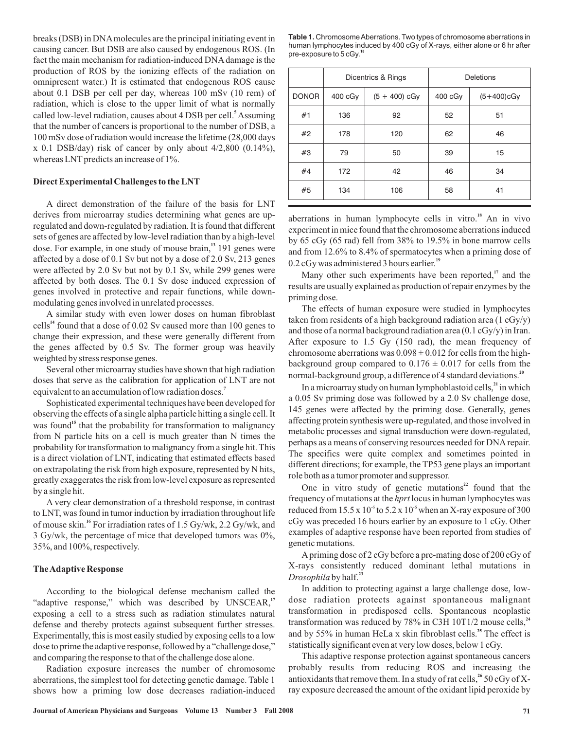breaks (DSB) in DNA molecules are the principal initiating event in causing cancer. But DSB are also caused by endogenous ROS. (In fact the main mechanism for radiation-induced DNA damage is the production of ROS by the ionizing effects of the radiation on omnipresent water.) It is estimated that endogenous ROS cause about 0.1 DSB per cell per day, whereas 100 mSv (10 rem) of radiation, which is close to the upper limit of what is normally called low-level radiation, causes about 4 DSB per cell.[5] Assuming that the number of cancers is proportional to the number of DSB, a 100 mSv dose of radiation would increase the lifetime (28,000 days x 0.1 DSB/day) risk of cancer by only about 4/2,800 (0.14%), whereas LNT predicts an increase of 1%.

### Direct Experimental Challenges to the LNT

A direct demonstration of the failure of the basis for LNT derives from microarray studies determining what genes are up-regulated and down-regulated by radiation. It is found that different sets of genes are affected by low-level radiation than by a high-level dose. For example, in one study of mouse brain,[13] 191 genes were affected by a dose of 0.1 Sv but not by a dose of 2.0 Sv, 213 genes were affected by 2.0 Sv but not by 0.1 Sv, while 299 genes were affected by both doses. The 0.1 Sv dose induced expression of genes involved in protective and repair functions, while down-modulating genes involved in unrelated processes.

A similar study with even lower doses on human fibroblast cells[14] found that a dose of 0.02 Sv caused more than 100 genes to change their expression, and these were generally different from the genes affected by 0.5 Sv. The former group was heavily weighted by stress response genes.

Several other microarray studies have shown that high radiation doses that serve as the calibration for application of LNT are not equivalent to an accumulation of low radiation doses.[7]

Sophisticated experimental techniques have been developed for observing the effects of a single alpha particle hitting a single cell. It was found[15] that the probability for transformation to malignancy from N particle hits on a cell is much greater than N times the probability for transformation to malignancy from a single hit. This is a direct violation of LNT, indicating that estimated effects based on extrapolating the risk from high exposure, represented by N hits, greatly exaggerates the risk from low-level exposure as represented by a single hit.

A very clear demonstration of a threshold response, in contrast to LNT, was found in tumor induction by irradiation throughout life of mouse skin.[16] For irradiation rates of 1.5 Gy/wk, 2.2 Gy/wk, and 3 Gy/wk, the percentage of mice that developed tumors was 0%, 35%, and 100%, respectively.

### The Adaptive Response

According to the biological defense mechanism called the "adaptive response," which was described by UNSCEAR,[17] exposing a cell to a stress such as radiation stimulates natural defense and thereby protects against subsequent further stresses. Experimentally, this is most easily studied by exposing cells to a low dose to prime the adaptive response, followed by a "challenge dose," and comparing the response to that of the challenge dose alone.

Radiation exposure increases the number of chromosome aberrations, the simplest tool for detecting genetic damage. Table 1 shows how a priming low dose decreases radiation-induced aberrations in human lymphocyte cells in vitro.[18] An in vivo experiment in mice found that the chromosome aberrations induced by 65 cGy (65 rad) fell from 38% to 19.5% in bone marrow cells and from 12.6% to 8.4% of spermatocytes when a priming dose of 0.2 cGy was administered 3 hours earlier.[19]

**Table 1.** Chromosome Aberrations. Two types of chromosome aberrations in human lymphocytes induced by 400 cGy of X-rays, either alone or 6 hr after pre-exposure to 5 cGy.[18]

| | Dicentrics & Rings | | Deletions | |
|---|---|---|---|---|
| DONOR | 400 cGy | (5 + 400) cGy | 400 cGy | (5+400)cGy |
| #1 | 136 | 92 | 52 | 51 |
| #2 | 178 | 120 | 62 | 46 |
| #3 | 79 | 50 | 39 | 15 |
| #4 | 172 | 42 | 46 | 34 |
| #5 | 134 | 106 | 58 | 41 |

Many other such experiments have been reported,[17] and the results are usually explained as production of repair enzymes by the priming dose.

The effects of human exposure were studied in lymphocytes taken from residents of a high background radiation area (1 cGy/y) and those of a normal background radiation area (0.1 cGy/y) in Iran. After exposure to 1.5 Gy (150 rad), the mean frequency of chromosome aberrations was $0.098 \pm 0.012$ for cells from the high-background group compared to $0.176 \pm 0.017$ for cells from the normal-background group, a difference of 4 standard deviations.[20]

In a microarray study on human lymphoblastoid cells,[21] in which a 0.05 Sv priming dose was followed by a 2.0 Sv challenge dose, 145 genes were affected by the priming dose. Generally, genes affecting protein synthesis were up-regulated, and those involved in metabolic processes and signal transduction were down-regulated, perhaps as a means of conserving resources needed for DNA repair. The specifics were quite complex and sometimes pointed in different directions; for example, the TP53 gene plays an important role both as a tumor promoter and suppressor.

One in vitro study of genetic mutations[22] found that the frequency of mutations at the *hprt* locus in human lymphocytes was reduced from $15.5 \times 10^{-6}$ to $5.2 \times 10^{-6}$ when an X-ray exposure of 300 cGy was preceded 16 hours earlier by an exposure to 1 cGy. Other examples of adaptive response have been reported from studies of genetic mutations.

A priming dose of 2 cGy before a pre-mating dose of 200 cGy of X-rays consistently reduced dominant lethal mutations in *Drosophila* by half.[23]

In addition to protecting against a large challenge dose, low-dose radiation protects against spontaneous malignant transformation in predisposed cells. Spontaneous neoplastic transformation was reduced by 78% in C3H 10T1/2 mouse cells,[24] and by 55% in human HeLa x skin fibroblast cells.[25] The effect is statistically significant even at very low doses, below 1 cGy.

This adaptive response protection against spontaneous cancers probably results from reducing ROS and increasing the antioxidants that remove them. In a study of rat cells,[26] 50 cGy of X-ray exposure decreased the amount of the oxidant lipid peroxide by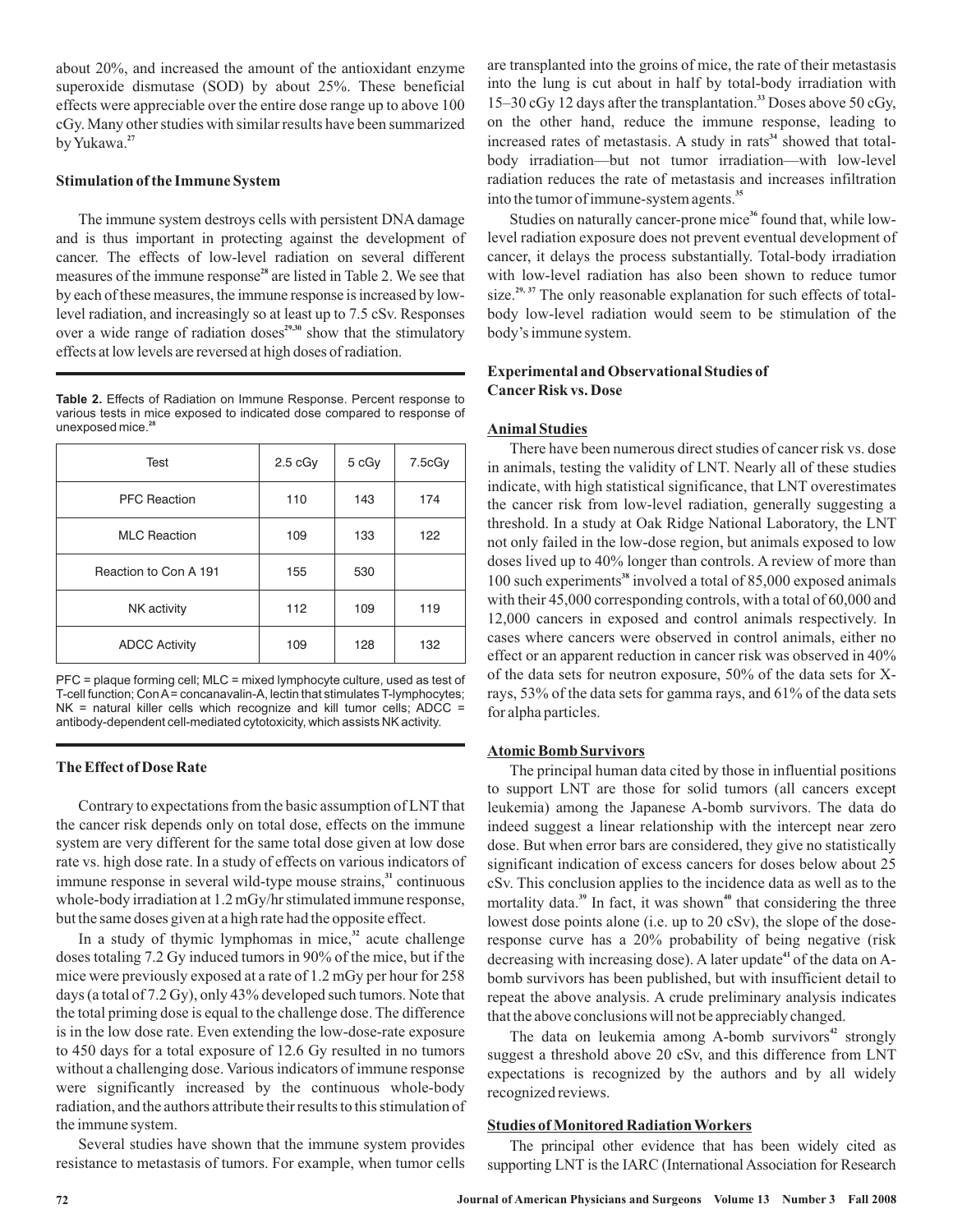about 20%, and increased the amount of the antioxidant enzyme superoxide dismutase (SOD) by about 25%. These beneficial effects were appreciable over the entire dose range up to above 100 cGy. Many other studies with similar results have been summarized by Yukawa.[27]

### Stimulation of the Immune System

The immune system destroys cells with persistent DNA damage and is thus important in protecting against the development of cancer. The effects of low-level radiation on several different measures of the immune response[28] are listed in Table 2. We see that by each of these measures, the immune response is increased by low-level radiation, and increasingly so at least up to 7.5 cSv. Responses over a wide range of radiation doses[29,30] show that the stimulatory effects at low levels are reversed at high doses of radiation.

**Table 2.** Effects of Radiation on Immune Response. Percent response to various tests in mice exposed to indicated dose compared to response of unexposed mice.[28]

| Test | 2.5 cGy | 5 cGy | 7.5cGy |
|---|---|---|---|
| PFC Reaction | 110 | 143 | 174 |
| MLC Reaction | 109 | 133 | 122 |
| Reaction to Con A 191 | 155 | 530 | |
| NK activity | 112 | 109 | 119 |
| ADCC Activity | 109 | 128 | 132 |

PFC = plaque forming cell; MLC = mixed lymphocyte culture, used as test of T-cell function; Con A = concanavalin-A, lectin that stimulates T-lymphocytes; NK = natural killer cells which recognize and kill tumor cells; ADCC = antibody-dependent cell-mediated cytotoxicity, which assists NK activity.

### The Effect of Dose Rate

Contrary to expectations from the basic assumption of LNT that the cancer risk depends only on total dose, effects on the immune system are very different for the same total dose given at low dose rate vs. high dose rate. In a study of effects on various indicators of immune response in several wild-type mouse strains,[31] continuous whole-body irradiation at 1.2 mGy/hr stimulated immune response, but the same doses given at a high rate had the opposite effect.

In a study of thymic lymphomas in mice,[32] acute challenge doses totaling 7.2 Gy induced tumors in 90% of the mice, but if the mice were previously exposed at a rate of 1.2 mGy per hour for 258 days (a total of 7.2 Gy), only 43% developed such tumors. Note that the total priming dose is equal to the challenge dose. The difference is in the low dose rate. Even extending the low-dose-rate exposure to 450 days for a total exposure of 12.6 Gy resulted in no tumors without a challenging dose. Various indicators of immune response were significantly increased by the continuous whole-body radiation, and the authors attribute their results to this stimulation of the immune system.

Several studies have shown that the immune system provides resistance to metastasis of tumors. For example, when tumor cells are transplanted into the groins of mice, the rate of their metastasis into the lung is cut about in half by total-body irradiation with 15–30 cGy 12 days after the transplantation.[33] Doses above 50 cGy, on the other hand, reduce the immune response, leading to increased rates of metastasis. A study in rats[34] showed that total-body irradiation—but not tumor irradiation—with low-level radiation reduces the rate of metastasis and increases infiltration into the tumor of immune-system agents.[35]

Studies on naturally cancer-prone mice[36] found that, while low-level radiation exposure does not prevent eventual development of cancer, it delays the process substantially. Total-body irradiation with low-level radiation has also been shown to reduce tumor size.[29, 37] The only reasonable explanation for such effects of total-body low-level radiation would seem to be stimulation of the body's immune system.

### Experimental and Observational Studies of Cancer Risk vs. Dose

#### Animal Studies

There have been numerous direct studies of cancer risk vs. dose in animals, testing the validity of LNT. Nearly all of these studies indicate, with high statistical significance, that LNT overestimates the cancer risk from low-level radiation, generally suggesting a threshold. In a study at Oak Ridge National Laboratory, the LNT not only failed in the low-dose region, but animals exposed to low doses lived up to 40% longer than controls. A review of more than 100 such experiments[38] involved a total of 85,000 exposed animals with their 45,000 corresponding controls, with a total of 60,000 and 12,000 cancers in exposed and control animals respectively. In cases where cancers were observed in control animals, either no effect or an apparent reduction in cancer risk was observed in 40% of the data sets for neutron exposure, 50% of the data sets for X-rays, 53% of the data sets for gamma rays, and 61% of the data sets for alpha particles.

#### Atomic Bomb Survivors

The principal human data cited by those in influential positions to support LNT are those for solid tumors (all cancers except leukemia) among the Japanese A-bomb survivors. The data do indeed suggest a linear relationship with the intercept near zero dose. But when error bars are considered, they give no statistically significant indication of excess cancers for doses below about 25 cSv. This conclusion applies to the incidence data as well as to the mortality data.[39] In fact, it was shown[40] that considering the three lowest dose points alone (i.e. up to 20 cSv), the slope of the dose-response curve has a 20% probability of being negative (risk decreasing with increasing dose). A later update[41] of the data on A-bomb survivors has been published, but with insufficient detail to repeat the above analysis. A crude preliminary analysis indicates that the above conclusions will not be appreciably changed.

The data on leukemia among A-bomb survivors[42] strongly suggest a threshold above 20 cSv, and this difference from LNT expectations is recognized by the authors and by all widely recognized reviews.

#### Studies of Monitored Radiation Workers

The principal other evidence that has been widely cited as supporting LNT is the IARC (International Association for Research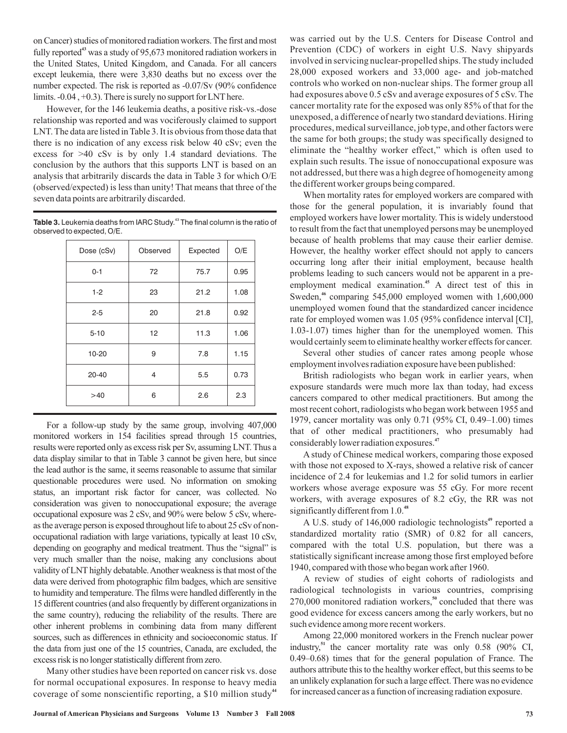on Cancer) studies of monitored radiation workers. The first and most fully reported[43] was a study of 95,673 monitored radiation workers in the United States, United Kingdom, and Canada. For all cancers except leukemia, there were 3,830 deaths but no excess over the number expected. The risk is reported as -0.07/Sv (90% confidence limits. -0.04 , +0.3). There is surely no support for LNT here.

However, for the 146 leukemia deaths, a positive risk-vs.-dose relationship was reported and was vociferously claimed to support LNT. The data are listed in Table 3. It is obvious from those data that there is no indication of any excess risk below 40 cSv; even the excess for >40 cSv is by only 1.4 standard deviations. The conclusion by the authors that this supports LNT is based on an analysis that arbitrarily discards the data in Table 3 for which O/E (observed/expected) is less than unity! That means that three of the seven data points are arbitrarily discarded.

**Table 3.** Leukemia deaths from IARC Study.[43] The final column is the ratio of observed to expected, O/E.

| Dose (cSv) | Observed | Expected | O/E |
|---|---|---|---|
| 0-1 | 72 | 75.7 | 0.95 |
| 1-2 | 23 | 21.2 | 1.08 |
| 2-5 | 20 | 21.8 | 0.92 |
| 5-10 | 12 | 11.3 | 1.06 |
| 10-20 | 9 | 7.8 | 1.15 |
| 20-40 | 4 | 5.5 | 0.73 |
| >40 | 6 | 2.6 | 2.3 |

For a follow-up study by the same group, involving 407,000 monitored workers in 154 facilities spread through 15 countries, results were reported only as excess risk per Sv, assuming LNT. Thus a data display similar to that in Table 3 cannot be given here, but since the lead author is the same, it seems reasonable to assume that similar questionable procedures were used. No information on smoking status, an important risk factor for cancer, was collected. No consideration was given to nonoccupational exposure; the average occupational exposure was 2 cSv, and 90% were below 5 cSv, whereas the average person is exposed throughout life to about 25 cSv of non-occupational radiation with large variations, typically at least 10 cSv, depending on geography and medical treatment. Thus the "signal" is very much smaller than the noise, making any conclusions about validity of LNT highly debatable. Another weakness is that most of the data were derived from photographic film badges, which are sensitive to humidity and temperature. The films were handled differently in the 15 different countries (and also frequently by different organizations in the same country), reducing the reliability of the results. There are other inherent problems in combining data from many different sources, such as differences in ethnicity and socioeconomic status. If the data from just one of the 15 countries, Canada, are excluded, the excess risk is no longer statistically different from zero.

Many other studies have been reported on cancer risk vs. dose for normal occupational exposures. In response to heavy media coverage of some nonscientific reporting, a $10 million study[44] was carried out by the U.S. Centers for Disease Control and Prevention (CDC) of workers in eight U.S. Navy shipyards involved in servicing nuclear-propelled ships. The study included 28,000 exposed workers and 33,000 age- and job-matched controls who worked on non-nuclear ships. The former group all had exposures above 0.5 cSv and average exposures of 5 cSv. The cancer mortality rate for the exposed was only 85% of that for the unexposed, a difference of nearly two standard deviations. Hiring procedures, medical surveillance, job type, and other factors were the same for both groups; the study was specifically designed to eliminate the "healthy worker effect," which is often used to explain such results. The issue of nonoccupational exposure was not addressed, but there was a high degree of homogeneity among the different worker groups being compared.

When mortality rates for employed workers are compared with those for the general population, it is invariably found that employed workers have lower mortality. This is widely understood to result from the fact that unemployed persons may be unemployed because of health problems that may cause their earlier demise. However, the healthy worker effect should not apply to cancers occurring long after their initial employment, because health problems leading to such cancers would not be apparent in a pre-employment medical examination.[45] A direct test of this in Sweden,[46] comparing 545,000 employed women with 1,600,000 unemployed women found that the standardized cancer incidence rate for employed women was 1.05 (95% confidence interval [CI], 1.03-1.07) times higher than for the unemployed women. This would certainly seem to eliminate healthy worker effects for cancer.

Several other studies of cancer rates among people whose employment involves radiation exposure have been published:

British radiologists who began work in earlier years, when exposure standards were much more lax than today, had excess cancers compared to other medical practitioners. But among the most recent cohort, radiologists who began work between 1955 and 1979, cancer mortality was only 0.71 (95% CI, 0.49–1.00) times that of other medical practitioners, who presumably had considerably lower radiation exposures.[47]

A study of Chinese medical workers, comparing those exposed with those not exposed to X-rays, showed a relative risk of cancer incidence of 2.4 for leukemias and 1.2 for solid tumors in earlier workers whose average exposure was 55 cGy. For more recent workers, with average exposures of 8.2 cGy, the RR was not significantly different from 1.0.[48]

A U.S. study of 146,000 radiologic technologists[49] reported a standardized mortality ratio (SMR) of 0.82 for all cancers, compared with the total U.S. population, but there was a statistically significant increase among those first employed before 1940, compared with those who began work after 1960.

A review of studies of eight cohorts of radiologists and radiological technologists in various countries, comprising 270,000 monitored radiation workers,[50] concluded that there was good evidence for excess cancers among the early workers, but no such evidence among more recent workers.

Among 22,000 monitored workers in the French nuclear power industry,[51] the cancer mortality rate was only 0.58 (90% CI, 0.49–0.68) times that for the general population of France. The authors attribute this to the healthy worker effect, but this seems to be an unlikely explanation for such a large effect. There was no evidence for increased cancer as a function of increasing radiation exposure.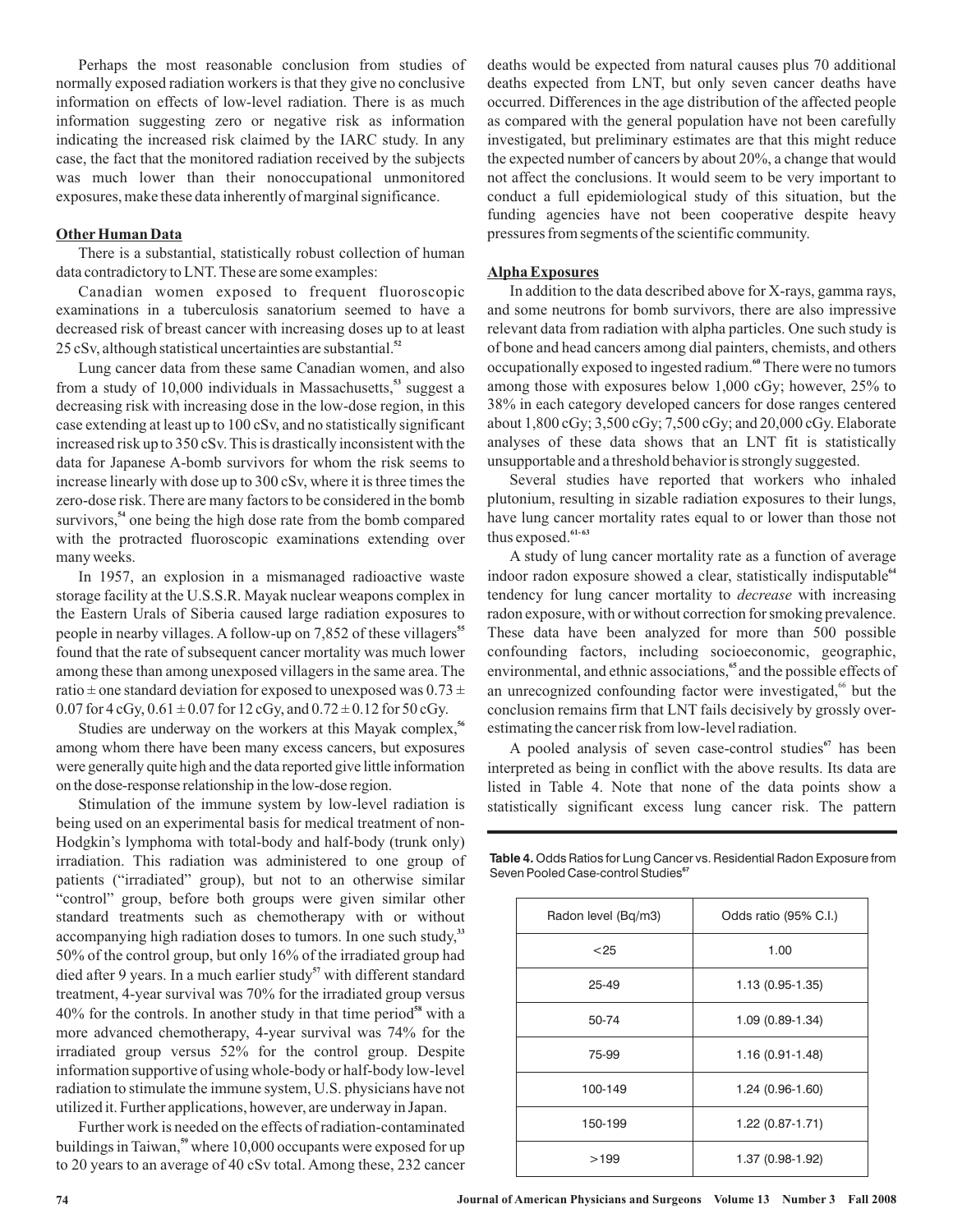Perhaps the most reasonable conclusion from studies of normally exposed radiation workers is that they give no conclusive information on effects of low-level radiation. There is as much information suggesting zero or negative risk as information indicating the increased risk claimed by the IARC study. In any case, the fact that the monitored radiation received by the subjects was much lower than their nonoccupational unmonitored exposures, make these data inherently of marginal significance.

## Other Human Data

There is a substantial, statistically robust collection of human data contradictory to LNT. These are some examples:

Canadian women exposed to frequent fluoroscopic examinations in a tuberculosis sanatorium seemed to have a decreased risk of breast cancer with increasing doses up to at least 25 cSv, although statistical uncertainties are substantial.[52]

Lung cancer data from these same Canadian women, and also from a study of 10,000 individuals in Massachusetts,[53] suggest a decreasing risk with increasing dose in the low-dose region, in this case extending at least up to 100 cSv, and no statistically significant increased risk up to 350 cSv. This is drastically inconsistent with the data for Japanese A-bomb survivors for whom the risk seems to increase linearly with dose up to 300 cSv, where it is three times the zero-dose risk. There are many factors to be considered in the bomb survivors,[54] one being the high dose rate from the bomb compared with the protracted fluoroscopic examinations extending over many weeks.

In 1957, an explosion in a mismanaged radioactive waste storage facility at the U.S.S.R. Mayak nuclear weapons complex in the Eastern Urals of Siberia caused large radiation exposures to people in nearby villages. A follow-up on 7,852 of these villagers[55] found that the rate of subsequent cancer mortality was much lower among these than among unexposed villagers in the same area. The ratio ± one standard deviation for exposed to unexposed was 0.73 ± 0.07 for 4 cGy, 0.61 ± 0.07 for 12 cGy, and 0.72 ± 0.12 for 50 cGy.

Studies are underway on the workers at this Mayak complex,[56] among whom there have been many excess cancers, but exposures were generally quite high and the data reported give little information on the dose-response relationship in the low-dose region.

Stimulation of the immune system by low-level radiation is being used on an experimental basis for medical treatment of non-Hodgkin's lymphoma with total-body and half-body (trunk only) irradiation. This radiation was administered to one group of patients ("irradiated" group), but not to an otherwise similar "control" group, before both groups were given similar other standard treatments such as chemotherapy with or without accompanying high radiation doses to tumors. In one such study,[33] 50% of the control group, but only 16% of the irradiated group had died after 9 years. In a much earlier study[57] with different standard treatment, 4-year survival was 70% for the irradiated group versus 40% for the controls. In another study in that time period[58] with a more advanced chemotherapy, 4-year survival was 74% for the irradiated group versus 52% for the control group. Despite information supportive of using whole-body or half-body low-level radiation to stimulate the immune system, U.S. physicians have not utilized it. Further applications, however, are underway in Japan.

Further work is needed on the effects of radiation-contaminated buildings in Taiwan,[59] where 10,000 occupants were exposed for up to 20 years to an average of 40 cSv total. Among these, 232 cancer deaths would be expected from natural causes plus 70 additional deaths expected from LNT, but only seven cancer deaths have occurred. Differences in the age distribution of the affected people as compared with the general population have not been carefully investigated, but preliminary estimates are that this might reduce the expected number of cancers by about 20%, a change that would not affect the conclusions. It would seem to be very important to conduct a full epidemiological study of this situation, but the funding agencies have not been cooperative despite heavy pressures from segments of the scientific community.

## Alpha Exposures

In addition to the data described above for X-rays, gamma rays, and some neutrons for bomb survivors, there are also impressive relevant data from radiation with alpha particles. One such study is of bone and head cancers among dial painters, chemists, and others occupationally exposed to ingested radium.[60] There were no tumors among those with exposures below 1,000 cGy; however, 25% to 38% in each category developed cancers for dose ranges centered about 1,800 cGy; 3,500 cGy; 7,500 cGy; and 20,000 cGy. Elaborate analyses of these data shows that an LNT fit is statistically unsupportable and a threshold behavior is strongly suggested.

Several studies have reported that workers who inhaled plutonium, resulting in sizable radiation exposures to their lungs, have lung cancer mortality rates equal to or lower than those not thus exposed.[61-63]

A study of lung cancer mortality rate as a function of average indoor radon exposure showed a clear, statistically indisputable[64] tendency for lung cancer mortality to *decrease* with increasing radon exposure, with or without correction for smoking prevalence. These data have been analyzed for more than 500 possible confounding factors, including socioeconomic, geographic, environmental, and ethnic associations,[65] and the possible effects of an unrecognized confounding factor were investigated,[66] but the conclusion remains firm that LNT fails decisively by grossly over-estimating the cancer risk from low-level radiation.

A pooled analysis of seven case-control studies[67] has been interpreted as being in conflict with the above results. Its data are listed in Table 4. Note that none of the data points show a statistically significant excess lung cancer risk. The pattern

**Table 4.** Odds Ratios for Lung Cancer vs. Residential Radon Exposure from Seven Pooled Case-control Studies[67]

| Radon level (Bq/m3) | Odds ratio (95% C.I.) |
|---|---|
| <25 | 1.00 |
| 25-49 | 1.13 (0.95-1.35) |
| 50-74 | 1.09 (0.89-1.34) |
| 75-99 | 1.16 (0.91-1.48) |
| 100-149 | 1.24 (0.96-1.60) |
| 150-199 | 1.22 (0.87-1.71) |
| >199 | 1.37 (0.98-1.92) |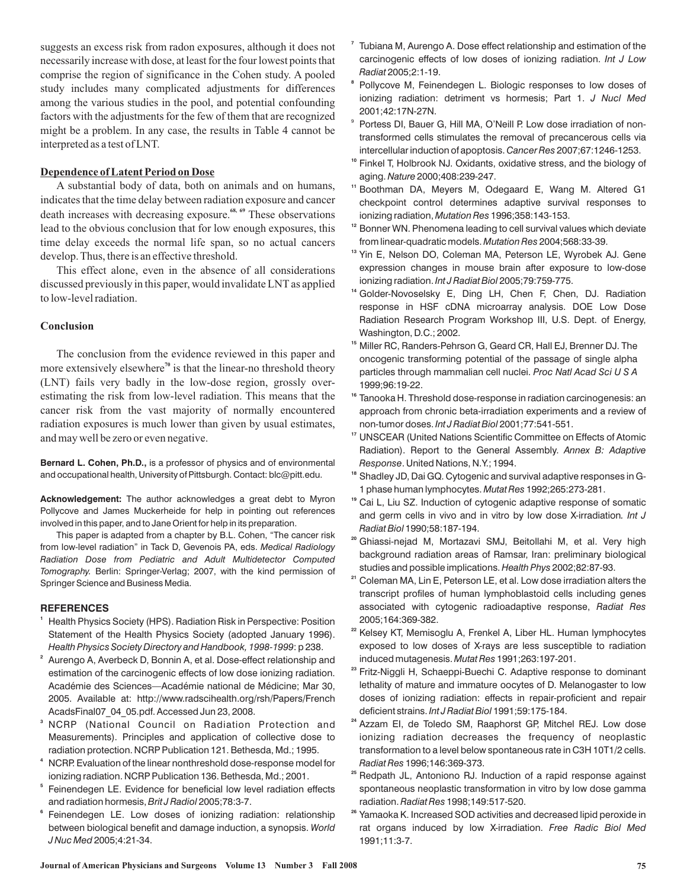suggests an excess risk from radon exposures, although it does not necessarily increase with dose, at least for the four lowest points that comprise the region of significance in the Cohen study. A pooled study includes many complicated adjustments for differences among the various studies in the pool, and potential confounding factors with the adjustments for the few of them that are recognized might be a problem. In any case, the results in Table 4 cannot be interpreted as a test of LNT.

### Dependence of Latent Period on Dose

A substantial body of data, both on animals and on humans, indicates that the time delay between radiation exposure and cancer death increases with decreasing exposure.[68, 69] These observations lead to the obvious conclusion that for low enough exposures, this time delay exceeds the normal life span, so no actual cancers develop. Thus, there is an effective threshold.

This effect alone, even in the absence of all considerations discussed previously in this paper, would invalidate LNT as applied to low-level radiation.

### Conclusion

The conclusion from the evidence reviewed in this paper and more extensively elsewhere[70] is that the linear-no threshold theory (LNT) fails very badly in the low-dose region, grossly over-estimating the risk from low-level radiation. This means that the cancer risk from the vast majority of normally encountered radiation exposures is much lower than given by usual estimates, and may well be zero or even negative.

**Bernard L. Cohen, Ph.D.,** is a professor of physics and of environmental and occupational health, University of Pittsburgh. Contact: blc@pitt.edu.

**Acknowledgement:** The author acknowledges a great debt to Myron Pollycove and James Muckerheide for help in pointing out references involved in this paper, and to Jane Orient for help in its preparation.

This paper is adapted from a chapter by B.L. Cohen, "The cancer risk from low-level radiation" in Tack D, Gevenois PA, eds. *Medical Radiology Radiation Dose from Pediatric and Adult Multidetector Computed Tomography.* Berlin: Springer-Verlag; 2007, with the kind permission of Springer Science and Business Media.

### REFERENCES

1. Health Physics Society (HPS). Radiation Risk in Perspective: Position Statement of the Health Physics Society (adopted January 1996). *Health Physics Society Directory and Handbook, 1998-1999*: p 238.
2. Aurengo A, Averbeck D, Bonnin A, et al. Dose-effect relationship and estimation of the carcinogenic effects of low dose ionizing radiation. Académie des Sciences—Académie national de Médicine; Mar 30, 2005. Available at: http://www.radscihealth.org/rsh/Papers/FrenchAcadsFinal07_04_05.pdf. Accessed Jun 23, 2008.
3. NCRP (National Council on Radiation Protection and Measurements). Principles and application of collective dose to radiation protection. NCRP Publication 121. Bethesda, Md.; 1995.
4. NCRP. Evaluation of the linear nonthreshold dose-response model for ionizing radiation. NCRP Publication 136. Bethesda, Md.; 2001.
5. Feinendegen LE. Evidence for beneficial low level radiation effects and radiation hormesis, *Brit J Radiol* 2005;78:3-7.
6. Feinendegen LE. Low doses of ionizing radiation: relationship between biological benefit and damage induction, a synopsis. *World J Nuc Med* 2005;4:21-34.
7. Tubiana M, Aurengo A. Dose effect relationship and estimation of the carcinogenic effects of low doses of ionizing radiation. *Int J Low Radiat* 2005;2:1-19.
8. Pollycove M, Feinendegen L. Biologic responses to low doses of ionizing radiation: detriment vs hormesis; Part 1. *J Nucl Med* 2001;42:17N-27N.
9. Portess DI, Bauer G, Hill MA, O'Neill P. Low dose irradiation of non-transformed cells stimulates the removal of precancerous cells via intercellular induction of apoptosis. *Cancer Res* 2007;67:1246-1253.
10. Finkel T, Holbrook NJ. Oxidants, oxidative stress, and the biology of aging. *Nature* 2000;408:239-247.
11. Boothman DA, Meyers M, Odegaard E, Wang M. Altered G1 checkpoint control determines adaptive survival responses to ionizing radiation, *Mutation Res* 1996;358:143-153.
12. Bonner WN. Phenomena leading to cell survival values which deviate from linear-quadratic models. *Mutation Res* 2004;568:33-39.
13. Yin E, Nelson DO, Coleman MA, Peterson LE, Wyrobek AJ. Gene expression changes in mouse brain after exposure to low-dose ionizing radiation. *Int J Radiat Biol* 2005;79:759-775.
14. Golder-Novoselsky E, Ding LH, Chen F, Chen, DJ. Radiation response in HSF cDNA microarray analysis. DOE Low Dose Radiation Research Program Workshop III, U.S. Dept. of Energy, Washington, D.C.; 2002.
15. Miller RC, Randers-Pehrson G, Geard CR, Hall EJ, Brenner DJ. The oncogenic transforming potential of the passage of single alpha particles through mammalian cell nuclei. *Proc Natl Acad Sci U S A* 1999;96:19-22.
16. Tanooka H. Threshold dose-response in radiation carcinogenesis: an approach from chronic beta-irradiation experiments and a review of non-tumor doses. *Int J Radiat Biol* 2001;77:541-551.
17. UNSCEAR (United Nations Scientific Committee on Effects of Atomic Radiation). Report to the General Assembly. *Annex B: Adaptive Response*. United Nations, N.Y.; 1994.
18. Shadley JD, Dai GQ. Cytogenic and survival adaptive responses in G-1 phase human lymphocytes. *Mutat Res* 1992;265:273-281.
19. Cai L, Liu SZ. Induction of cytogenic adaptive response of somatic and germ cells in vivo and in vitro by low dose X-irradiation. *Int J Radiat Biol* 1990;58:187-194.
20. Ghiassi-nejad M, Mortazavi SMJ, Beitollahi M, et al. Very high background radiation areas of Ramsar, Iran: preliminary biological studies and possible implications. *Health Phys* 2002;82:87-93.
21. Coleman MA, Lin E, Peterson LE, et al. Low dose irradiation alters the transcript profiles of human lymphoblastoid cells including genes associated with cytogenic radioadaptive response, *Radiat Res* 2005;164:369-382.
22. Kelsey KT, Memisoglu A, Frenkel A, Liber HL. Human lymphocytes exposed to low doses of X-rays are less susceptible to radiation induced mutagenesis. *Mutat Res* 1991;263:197-201.
23. Fritz-Niggli H, Schaeppi-Buechi C. Adaptive response to dominant lethality of mature and immature oocytes of D. Melanogaster to low doses of ionizing radiation: effects in repair-proficient and repair deficient strains. *Int J Radiat Biol* 1991;59:175-184.
24. Azzam EI, de Toledo SM, Raaphorst GP, Mitchel REJ. Low dose ionizing radiation decreases the frequency of neoplastic transformation to a level below spontaneous rate in C3H 10T1/2 cells. *Radiat Res* 1996;146:369-373.
25. Redpath JL, Antoniono RJ. Induction of a rapid response against spontaneous neoplastic transformation in vitro by low dose gamma radiation. *Radiat Res* 1998;149:517-520.
26. Yamaoka K. Increased SOD activities and decreased lipid peroxide in rat organs induced by low X-irradiation. *Free Radic Biol Med* 1991;11:3-7.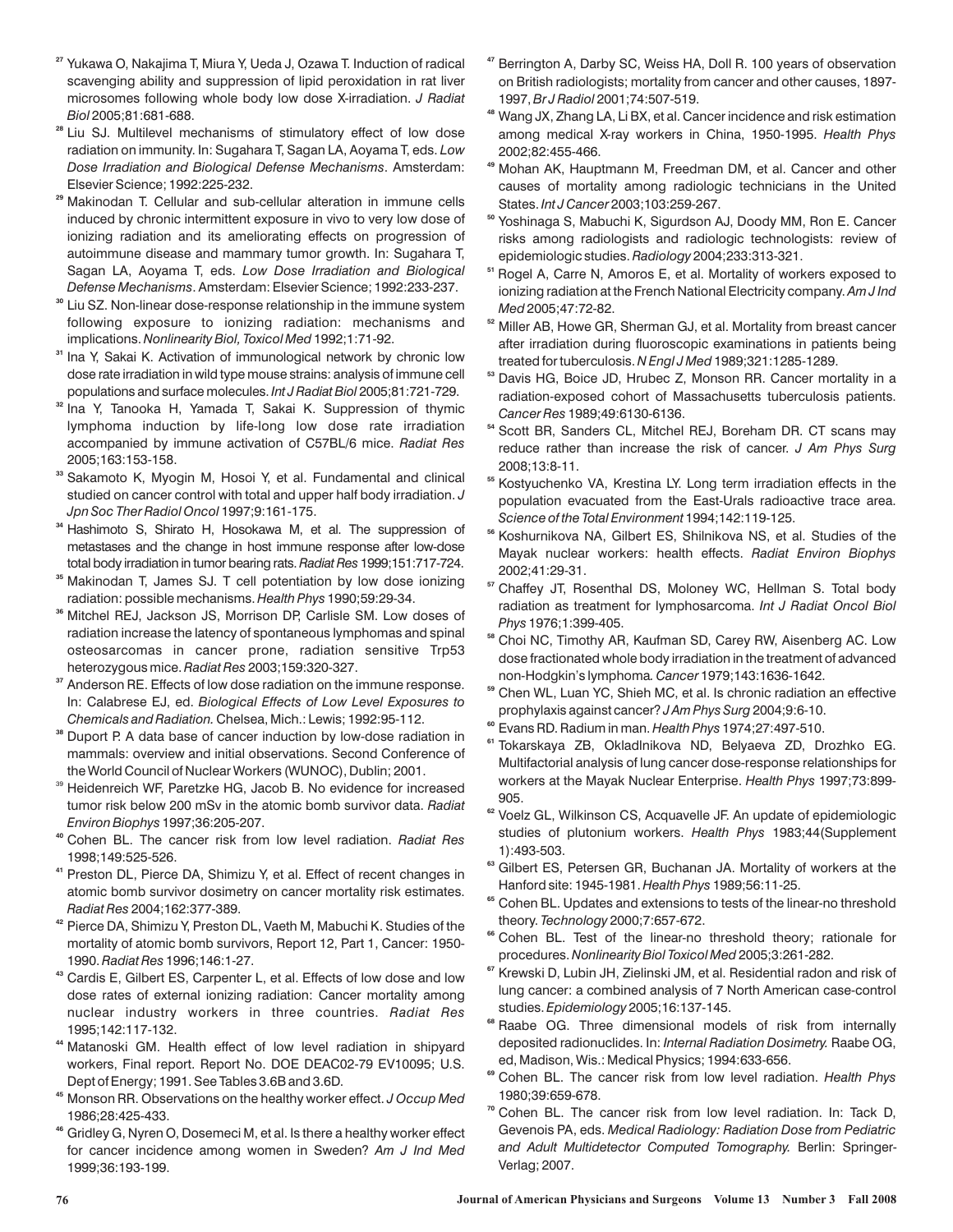[27] Yukawa O, Nakajima T, Miura Y, Ueda J, Ozawa T. Induction of radical scavenging ability and suppression of lipid peroxidation in rat liver microsomes following whole body low dose X-irradiation. *J Radiat Biol* 2005;81:681-688.

[28] Liu SJ. Multilevel mechanisms of stimulatory effect of low dose radiation on immunity. In: Sugahara T, Sagan LA, Aoyama T, eds. *Low Dose Irradiation and Biological Defense Mechanisms*. Amsterdam: Elsevier Science; 1992:225-232.

[29] Makinodan T. Cellular and sub-cellular alteration in immune cells induced by chronic intermittent exposure in vivo to very low dose of ionizing radiation and its ameliorating effects on progression of autoimmune disease and mammary tumor growth. In: Sugahara T, Sagan LA, Aoyama T, eds. *Low Dose Irradiation and Biological Defense Mechanisms*. Amsterdam: Elsevier Science; 1992:233-237.

[30] Liu SZ. Non-linear dose-response relationship in the immune system following exposure to ionizing radiation: mechanisms and implications. *Nonlinearity Biol, Toxicol Med* 1992;1:71-92.

[31] Ina Y, Sakai K. Activation of immunological network by chronic low dose rate irradiation in wild type mouse strains: analysis of immune cell populations and surface molecules. *Int J Radiat Biol* 2005;81:721-729.

[32] Ina Y, Tanooka H, Yamada T, Sakai K. Suppression of thymic lymphoma induction by life-long low dose rate irradiation accompanied by immune activation of C57BL/6 mice. *Radiat Res* 2005;163:153-158.

[33] Sakamoto K, Myogin M, Hosoi Y, et al. Fundamental and clinical studied on cancer control with total and upper half body irradiation. *J Jpn Soc Ther Radiol Oncol* 1997;9:161-175.

[34] Hashimoto S, Shirato H, Hosokawa M, et al. The suppression of metastases and the change in host immune response after low-dose total body irradiation in tumor bearing rats. *Radiat Res* 1999;151:717-724.

[35] Makinodan T, James SJ. T cell potentiation by low dose ionizing radiation: possible mechanisms. *Health Phys* 1990;59:29-34.

[36] Mitchel REJ, Jackson JS, Morrison DP, Carlisle SM. Low doses of radiation increase the latency of spontaneous lymphomas and spinal osteosarcomas in cancer prone, radiation sensitive Trp53 heterozygous mice. *Radiat Res* 2003;159:320-327.

[37] Anderson RE. Effects of low dose radiation on the immune response. In: Calabrese EJ, ed. *Biological Effects of Low Level Exposures to Chemicals and Radiation.* Chelsea, Mich.: Lewis; 1992:95-112.

[38] Duport P. A data base of cancer induction by low-dose radiation in mammals: overview and initial observations. Second Conference of the World Council of Nuclear Workers (WUNOC), Dublin; 2001.

[39] Heidenreich WF, Paretzke HG, Jacob B. No evidence for increased tumor risk below 200 mSv in the atomic bomb survivor data. *Radiat Environ Biophys* 1997;36:205-207.

[40] Cohen BL. The cancer risk from low level radiation. *Radiat Res* 1998;149:525-526.

[41] Preston DL, Pierce DA, Shimizu Y, et al. Effect of recent changes in atomic bomb survivor dosimetry on cancer mortality risk estimates. *Radiat Res* 2004;162:377-389.

[42] Pierce DA, Shimizu Y, Preston DL, Vaeth M, Mabuchi K. Studies of the mortality of atomic bomb survivors, Report 12, Part 1, Cancer: 1950-1990. *Radiat Res* 1996;146:1-27.

[43] Cardis E, Gilbert ES, Carpenter L, et al. Effects of low dose and low dose rates of external ionizing radiation: Cancer mortality among nuclear industry workers in three countries. *Radiat Res* 1995;142:117-132.

[44] Matanoski GM. Health effect of low level radiation in shipyard workers, Final report. Report No. DOE DEAC02-79 EV10095; U.S. Dept of Energy; 1991. See Tables 3.6B and 3.6D.

[45] Monson RR. Observations on the healthy worker effect. *J Occup Med* 1986;28:425-433.

[46] Gridley G, Nyren O, Dosemeci M, et al. Is there a healthy worker effect for cancer incidence among women in Sweden? *Am J Ind Med* 1999;36:193-199.

[47] Berrington A, Darby SC, Weiss HA, Doll R. 100 years of observation on British radiologists; mortality from cancer and other causes, 1897-1997, *Br J Radiol* 2001;74:507-519.

[48] Wang JX, Zhang LA, Li BX, et al. Cancer incidence and risk estimation among medical X-ray workers in China, 1950-1995. *Health Phys* 2002;82:455-466.

[49] Mohan AK, Hauptmann M, Freedman DM, et al. Cancer and other causes of mortality among radiologic technicians in the United States. *Int J Cancer* 2003;103:259-267.

[50] Yoshinaga S, Mabuchi K, Sigurdson AJ, Doody MM, Ron E. Cancer risks among radiologists and radiologic technologists: review of epidemiologic studies. *Radiology* 2004;233:313-321.

[51] Rogel A, Carre N, Amoros E, et al. Mortality of workers exposed to ionizing radiation at the French National Electricity company. *Am J Ind Med* 2005;47:72-82.

[52] Miller AB, Howe GR, Sherman GJ, et al. Mortality from breast cancer after irradiation during fluoroscopic examinations in patients being treated for tuberculosis. *N Engl J Med* 1989;321:1285-1289.

[53] Davis HG, Boice JD, Hrubec Z, Monson RR. Cancer mortality in a radiation-exposed cohort of Massachusetts tuberculosis patients. *Cancer Res* 1989;49:6130-6136.

[54] Scott BR, Sanders CL, Mitchel REJ, Boreham DR. CT scans may reduce rather than increase the risk of cancer. *J Am Phys Surg* 2008;13:8-11.

[55] Kostyuchenko VA, Krestina LY. Long term irradiation effects in the population evacuated from the East-Urals radioactive trace area. *Science of the Total Environment* 1994;142:119-125.

[56] Koshurnikova NA, Gilbert ES, Shilnikova NS, et al. Studies of the Mayak nuclear workers: health effects. *Radiat Environ Biophys* 2002;41:29-31.

[57] Chaffey JT, Rosenthal DS, Moloney WC, Hellman S. Total body radiation as treatment for lymphosarcoma. *Int J Radiat Oncol Biol Phys* 1976;1:399-405.

[58] Choi NC, Timothy AR, Kaufman SD, Carey RW, Aisenberg AC. Low dose fractionated whole body irradiation in the treatment of advanced non-Hodgkin's lymphoma. *Cancer* 1979;143:1636-1642.

[59] Chen WL, Luan YC, Shieh MC, et al. Is chronic radiation an effective prophylaxis against cancer? *J Am Phys Surg* 2004;9:6-10.

[60] Evans RD. Radium in man. *Health Phys* 1974;27:497-510.

[61] Tokarskaya ZB, Okladlnikova ND, Belyaeva ZD, Drozhko EG. Multifactorial analysis of lung cancer dose-response relationships for workers at the Mayak Nuclear Enterprise. *Health Phys* 1997;73:899-905.

[62] Voelz GL, Wilkinson CS, Acquavelle JF. An update of epidemiologic studies of plutonium workers. *Health Phys* 1983;44(Supplement 1):493-503.

[63] Gilbert ES, Petersen GR, Buchanan JA. Mortality of workers at the Hanford site: 1945-1981. *Health Phys* 1989;56:11-25.

[65] Cohen BL. Updates and extensions to tests of the linear-no threshold theory. *Technology* 2000;7:657-672.

[66] Cohen BL. Test of the linear-no threshold theory; rationale for procedures. *Nonlinearity Biol Toxicol Med* 2005;3:261-282.

[67] Krewski D, Lubin JH, Zielinski JM, et al. Residential radon and risk of lung cancer: a combined analysis of 7 North American case-control studies. *Epidemiology* 2005;16:137-145.

[68] Raabe OG. Three dimensional models of risk from internally deposited radionuclides. In: *Internal Radiation Dosimetry.* Raabe OG, ed, Madison, Wis.: Medical Physics; 1994:633-656.

[69] Cohen BL. The cancer risk from low level radiation. *Health Phys* 1980;39:659-678.

[70] Cohen BL. The cancer risk from low level radiation. In: Tack D, Gevenois PA, eds. *Medical Radiology: Radiation Dose from Pediatric and Adult Multidetector Computed Tomography.* Berlin: Springer-Verlag; 2007.